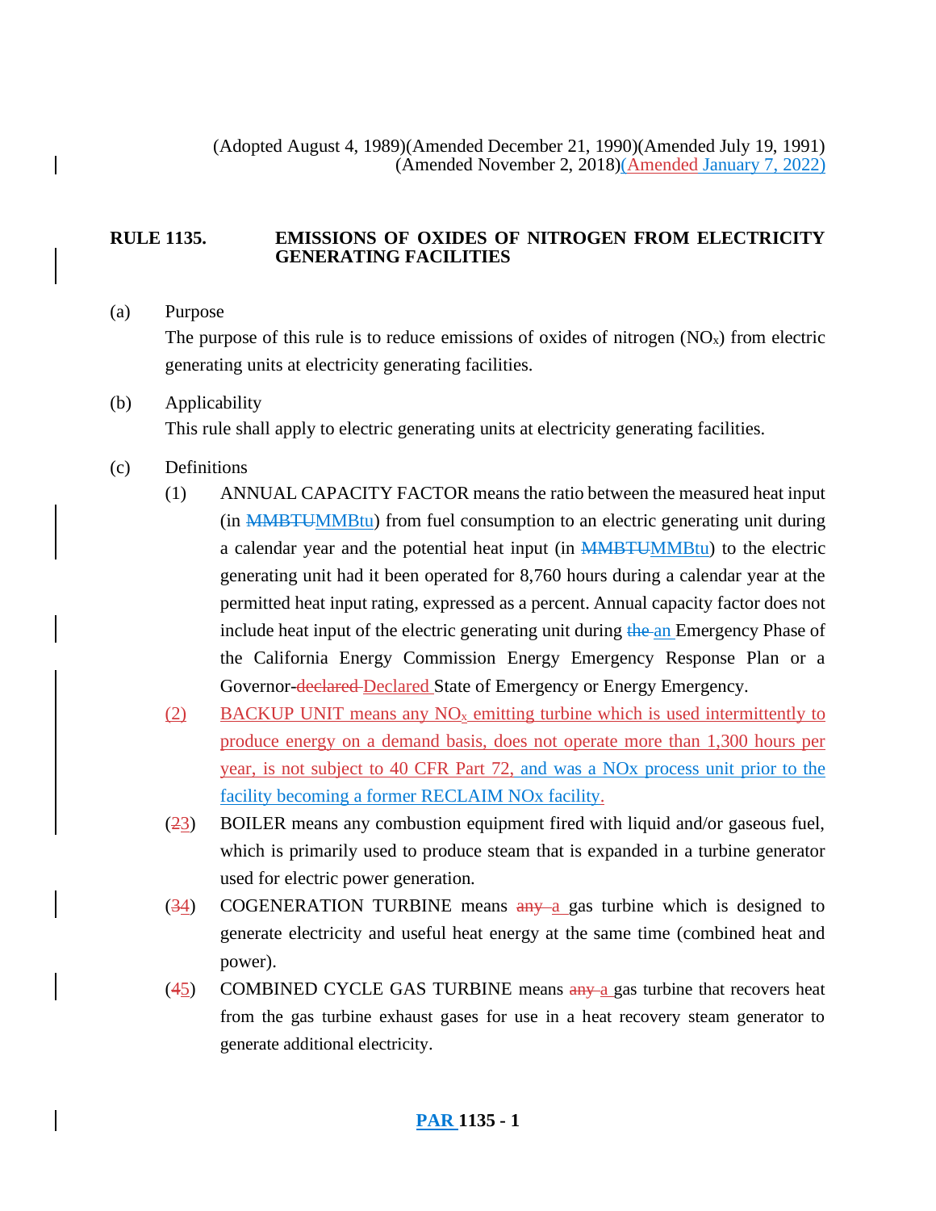(Adopted August 4, 1989)(Amended December 21, 1990)(Amended July 19, 1991)
(Amended November 2, 2018)(Amended January 7, 2022)

**RULE 1135. EMISSIONS OF OXIDES OF NITROGEN FROM ELECTRICITY GENERATING FACILITIES**

(a) Purpose

The purpose of this rule is to reduce emissions of oxides of nitrogen ($NO_x$) from electric generating units at electricity generating facilities.

(b) Applicability

This rule shall apply to electric generating units at electricity generating facilities.

(c) Definitions

(1) ANNUAL CAPACITY FACTOR means the ratio between the measured heat input (in ~~MMBTU~~MMBtu) from fuel consumption to an electric generating unit during a calendar year and the potential heat input (in ~~MMBTU~~MMBtu) to the electric generating unit had it been operated for 8,760 hours during a calendar year at the permitted heat input rating, expressed as a percent. Annual capacity factor does not include heat input of the electric generating unit during ~~the~~ an Emergency Phase of the California Energy Commission Energy Emergency Response Plan or a Governor-~~declared~~ Declared State of Emergency or Energy Emergency.

(2) BACKUP UNIT means any $NO_x$ emitting turbine which is used intermittently to produce energy on a demand basis, does not operate more than 1,300 hours per year, is not subject to 40 CFR Part 72, and was a NOx process unit prior to the facility becoming a former RECLAIM NOx facility.

(~~2~~3) BOILER means any combustion equipment fired with liquid and/or gaseous fuel, which is primarily used to produce steam that is expanded in a turbine generator used for electric power generation.

(~~3~~4) COGENERATION TURBINE means ~~any~~ a gas turbine which is designed to generate electricity and useful heat energy at the same time (combined heat and power).

(~~4~~5) COMBINED CYCLE GAS TURBINE means ~~any~~ a gas turbine that recovers heat from the gas turbine exhaust gases for use in a heat recovery steam generator to generate additional electricity.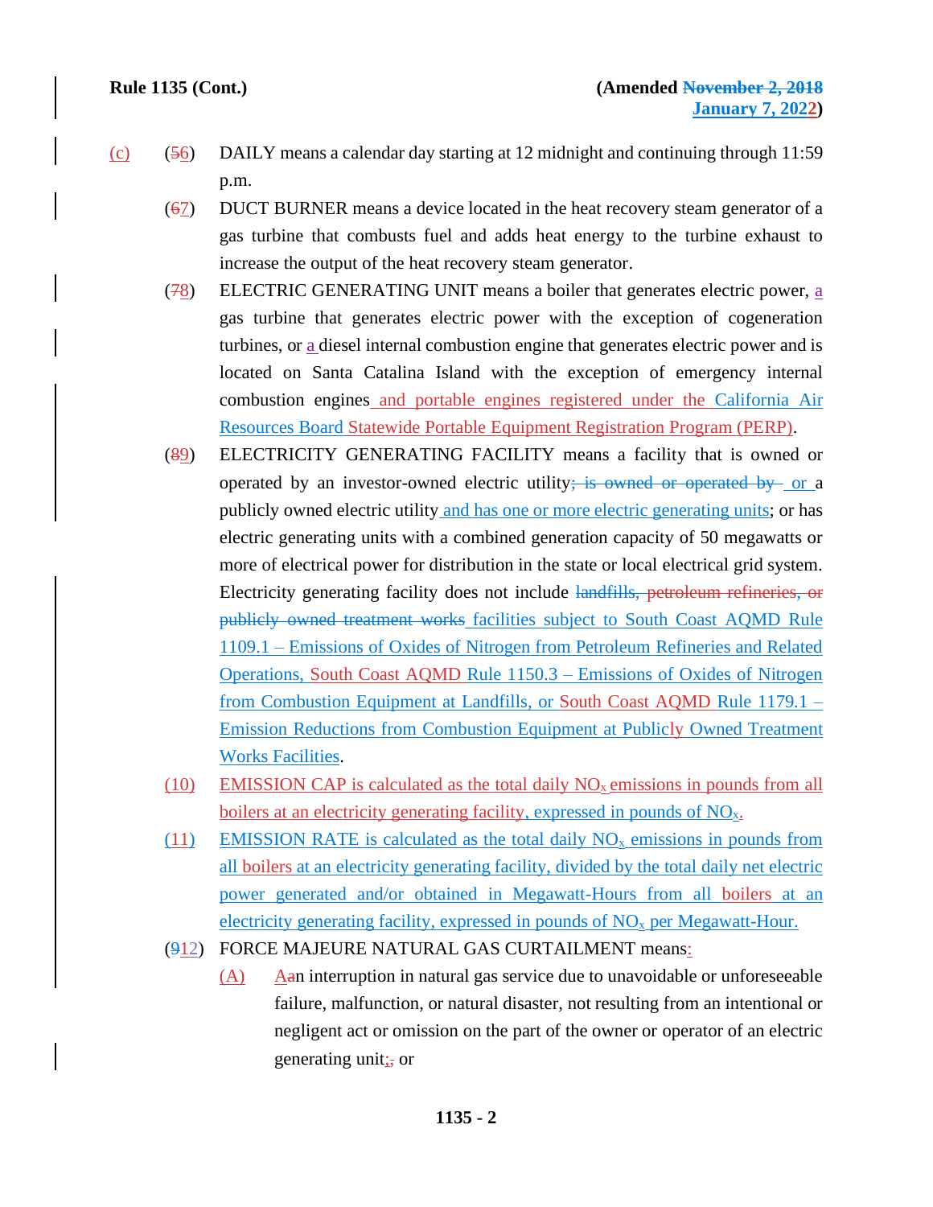(c) (56) DAILY means a calendar day starting at 12 midnight and continuing through 11:59 p.m.

(67) DUCT BURNER means a device located in the heat recovery steam generator of a gas turbine that combusts fuel and adds heat energy to the turbine exhaust to increase the output of the heat recovery steam generator.

(78) ELECTRIC GENERATING UNIT means a boiler that generates electric power, a gas turbine that generates electric power with the exception of cogeneration turbines, or a diesel internal combustion engine that generates electric power and is located on Santa Catalina Island with the exception of emergency internal combustion engines and portable engines registered under the California Air Resources Board Statewide Portable Equipment Registration Program (PERP).

(89) ELECTRICITY GENERATING FACILITY means a facility that is owned or operated by an investor-owned electric utility; is owned or operated by or a publicly owned electric utility and has one or more electric generating units; or has electric generating units with a combined generation capacity of 50 megawatts or more of electrical power for distribution in the state or local electrical grid system. Electricity generating facility does not include landfills, petroleum refineries, or publicly owned treatment works facilities subject to South Coast AQMD Rule 1109.1 – Emissions of Oxides of Nitrogen from Petroleum Refineries and Related Operations, South Coast AQMD Rule 1150.3 – Emissions of Oxides of Nitrogen from Combustion Equipment at Landfills, or South Coast AQMD Rule 1179.1 – Emission Reductions from Combustion Equipment at Publicly Owned Treatment Works Facilities.

(10) EMISSION CAP is calculated as the total daily $NO_x$ emissions in pounds from all boilers at an electricity generating facility, expressed in pounds of $NO_x$.

(11) EMISSION RATE is calculated as the total daily $NO_x$ emissions in pounds from all boilers at an electricity generating facility, divided by the total daily net electric power generated and/or obtained in Megawatt-Hours from all boilers at an electricity generating facility, expressed in pounds of $NO_x$ per Megawatt-Hour.

(912) FORCE MAJEURE NATURAL GAS CURTAILMENT means:

(A) Aan interruption in natural gas service due to unavoidable or unforeseeable failure, malfunction, or natural disaster, not resulting from an intentional or negligent act or omission on the part of the owner or operator of an electric generating unit;, or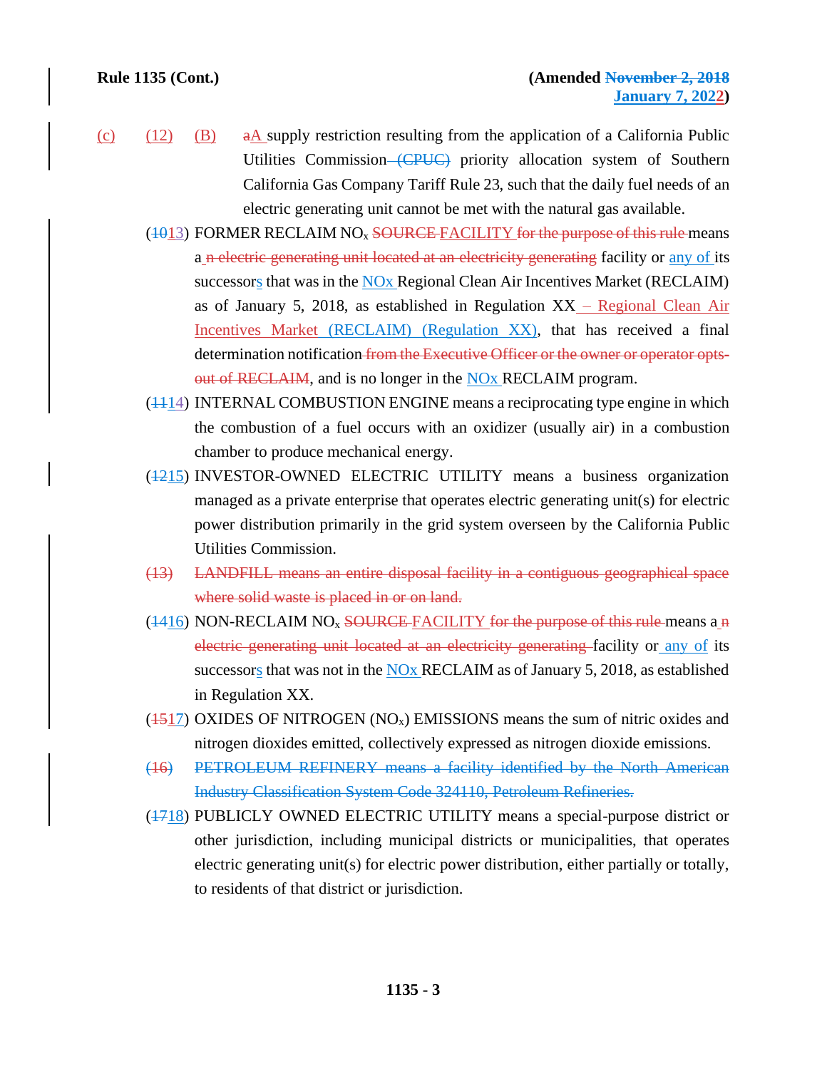(c) (12) (B) ~~a~~A supply restriction resulting from the application of a California Public Utilities Commission ~~(CPUC)~~ priority allocation system of Southern California Gas Company Tariff Rule 23, such that the daily fuel needs of an electric generating unit cannot be met with the natural gas available.

(~~10~~13) FORMER RECLAIM $NO_x$ ~~SOURCE~~ FACILITY ~~for the purpose of this rule~~ means a~~n electric generating unit located at an electricity generating~~ facility or any of its successors that was in the NOx Regional Clean Air Incentives Market (RECLAIM) as of January 5, 2018, as established in Regulation XX – Regional Clean Air Incentives Market (RECLAIM) (Regulation XX), that has received a final determination notification ~~from the Executive Officer or the owner or operator opts-out of RECLAIM~~, and is no longer in the NOx RECLAIM program.

(~~11~~14) INTERNAL COMBUSTION ENGINE means a reciprocating type engine in which the combustion of a fuel occurs with an oxidizer (usually air) in a combustion chamber to produce mechanical energy.

(~~12~~15) INVESTOR-OWNED ELECTRIC UTILITY means a business organization managed as a private enterprise that operates electric generating unit(s) for electric power distribution primarily in the grid system overseen by the California Public Utilities Commission.

~~(13) LANDFILL means an entire disposal facility in a contiguous geographical space where solid waste is placed in or on land.~~

(~~14~~16) NON-RECLAIM $NO_x$ ~~SOURCE~~ FACILITY ~~for the purpose of this rule~~ means a~~n electric generating unit located at an electricity generating~~ facility or any of its successors that was not in the NOx RECLAIM as of January 5, 2018, as established in Regulation XX.

(~~15~~17) OXIDES OF NITROGEN ($NO_x$) EMISSIONS means the sum of nitric oxides and nitrogen dioxides emitted, collectively expressed as nitrogen dioxide emissions.

~~(16) PETROLEUM REFINERY means a facility identified by the North American Industry Classification System Code 324110, Petroleum Refineries.~~

(~~17~~18) PUBLICLY OWNED ELECTRIC UTILITY means a special-purpose district or other jurisdiction, including municipal districts or municipalities, that operates electric generating unit(s) for electric power distribution, either partially or totally, to residents of that district or jurisdiction.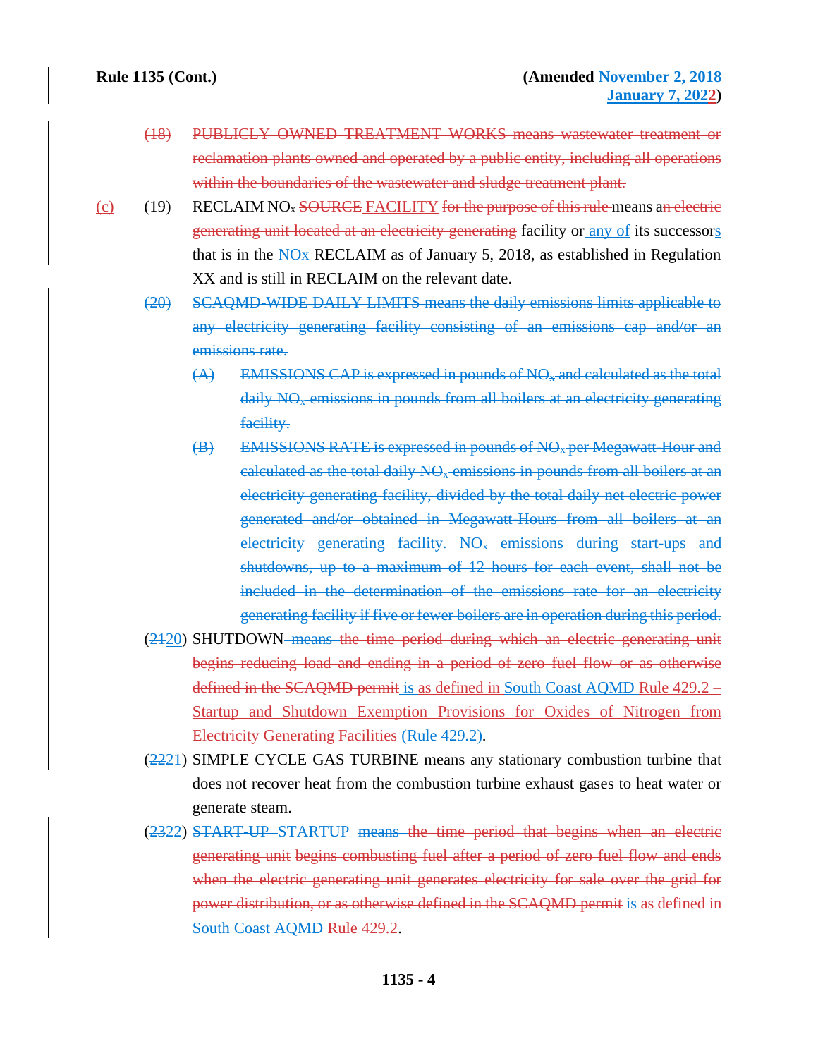(18) PUBLICLY OWNED TREATMENT WORKS means wastewater treatment or reclamation plants owned and operated by a public entity, including all operations within the boundaries of the wastewater and sludge treatment plant.

(c) (19) RECLAIM $NO_x$ SOURCE FACILITY for the purpose of this rule means an electric generating unit located at an electricity generating facility or any of its successors that is in the NOx RECLAIM as of January 5, 2018, as established in Regulation XX and is still in RECLAIM on the relevant date.

(20) SCAQMD-WIDE DAILY LIMITS means the daily emissions limits applicable to any electricity generating facility consisting of an emissions cap and/or an emissions rate.

(A) EMISSIONS CAP is expressed in pounds of $NO_x$ and calculated as the total daily $NO_x$ emissions in pounds from all boilers at an electricity generating facility.

(B) EMISSIONS RATE is expressed in pounds of $NO_x$ per Megawatt-Hour and calculated as the total daily $NO_x$ emissions in pounds from all boilers at an electricity generating facility, divided by the total daily net electric power generated and/or obtained in Megawatt-Hours from all boilers at an electricity generating facility. $NO_x$ emissions during start-ups and shutdowns, up to a maximum of 12 hours for each event, shall not be included in the determination of the emissions rate for an electricity generating facility if five or fewer boilers are in operation during this period.

(2120) SHUTDOWN means the time period during which an electric generating unit begins reducing load and ending in a period of zero fuel flow or as otherwise defined in the SCAQMD permit is as defined in South Coast AQMD Rule 429.2 – Startup and Shutdown Exemption Provisions for Oxides of Nitrogen from Electricity Generating Facilities (Rule 429.2).

(2221) SIMPLE CYCLE GAS TURBINE means any stationary combustion turbine that does not recover heat from the combustion turbine exhaust gases to heat water or generate steam.

(2322) START-UP STARTUP means the time period that begins when an electric generating unit begins combusting fuel after a period of zero fuel flow and ends when the electric generating unit generates electricity for sale over the grid for power distribution, or as otherwise defined in the SCAQMD permit is as defined in South Coast AQMD Rule 429.2.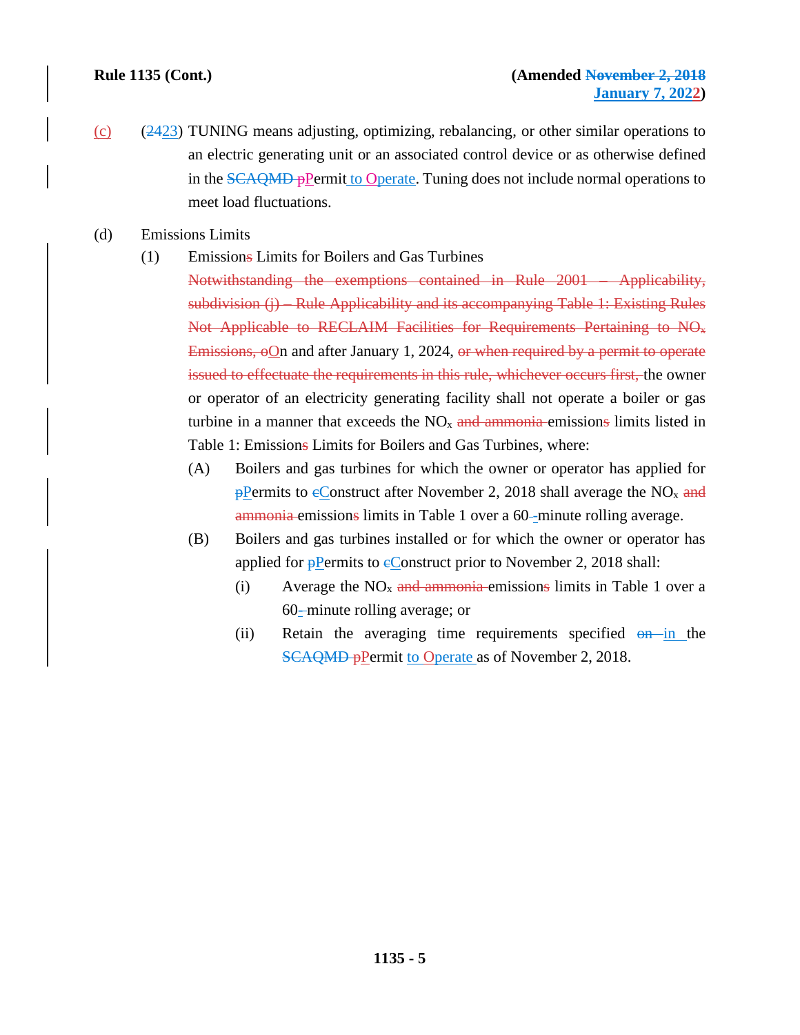(c) (2423) TUNING means adjusting, optimizing, rebalancing, or other similar operations to an electric generating unit or an associated control device or as otherwise defined in the SCAQMD pPermit to Operate. Tuning does not include normal operations to meet load fluctuations.

(d) Emissions Limits

(1) Emissions Limits for Boilers and Gas Turbines

Notwithstanding the exemptions contained in Rule 2001 – Applicability, subdivision (j) – Rule Applicability and its accompanying Table 1: Existing Rules Not Applicable to RECLAIM Facilities for Requirements Pertaining to $NO_x$ Emissions, oOn and after January 1, 2024, or when required by a permit to operate issued to effectuate the requirements in this rule, whichever occurs first, the owner or operator of an electricity generating facility shall not operate a boiler or gas turbine in a manner that exceeds the $NO_x$ and ammonia emissions limits listed in Table 1: Emissions Limits for Boilers and Gas Turbines, where:

(A) Boilers and gas turbines for which the owner or operator has applied for pPermits to cConstruct after November 2, 2018 shall average the $NO_x$ and ammonia emissions limits in Table 1 over a 60--minute rolling average.

(B) Boilers and gas turbines installed or for which the owner or operator has applied for pPermits to cConstruct prior to November 2, 2018 shall:

(i) Average the $NO_x$ and ammonia emissions limits in Table 1 over a 60--minute rolling average; or

(ii) Retain the averaging time requirements specified on in the SCAQMD pPermit to Operate as of November 2, 2018.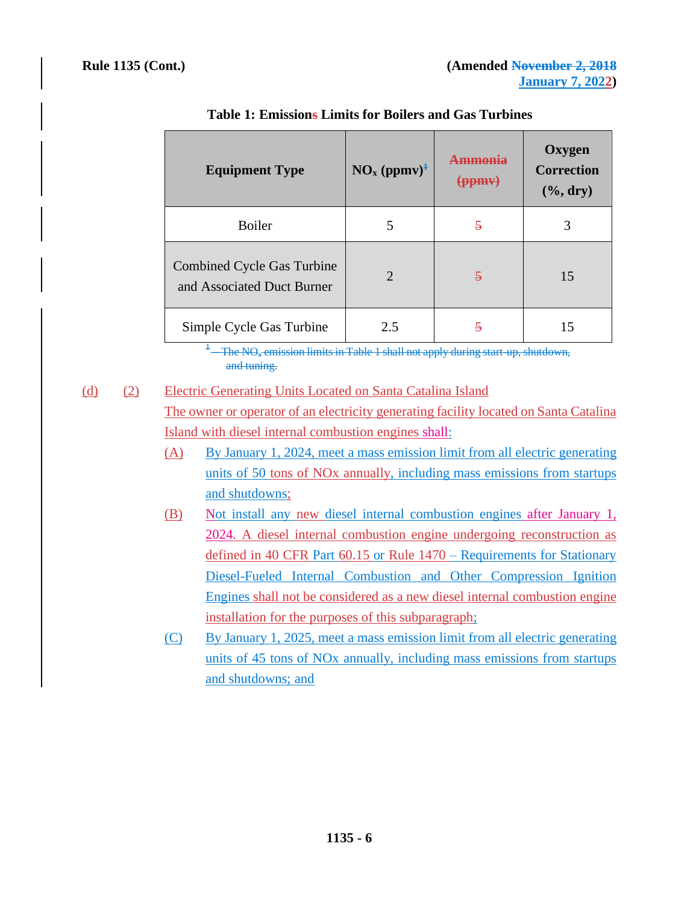**Table 1: Emissions Limits for Boilers and Gas Turbines**

| Equipment Type | $NO_x$ (ppmv)[1] | ~~Ammonia (ppmv)~~ | Oxygen Correction (%, dry) |
|---|---|---|---|
| Boiler | 5 | ~~5~~ | 3 |
| Combined Cycle Gas Turbine and Associated Duct Burner | 2 | ~~5~~ | 15 |
| Simple Cycle Gas Turbine | 2.5 | ~~5~~ | 15 |

~~[1] The $NO_x$ emission limits in Table 1 shall not apply during start-up, shutdown, and tuning.~~

(d) (2) Electric Generating Units Located on Santa Catalina Island

The owner or operator of an electricity generating facility located on Santa Catalina Island with diesel internal combustion engines shall:

(A) By January 1, 2024, meet a mass emission limit from all electric generating units of 50 tons of NOx annually, including mass emissions from startups and shutdowns;

(B) Not install any new diesel internal combustion engines after January 1, 2024. A diesel internal combustion engine undergoing reconstruction as defined in 40 CFR Part 60.15 or Rule 1470 – Requirements for Stationary Diesel-Fueled Internal Combustion and Other Compression Ignition Engines shall not be considered as a new diesel internal combustion engine installation for the purposes of this subparagraph;

(C) By January 1, 2025, meet a mass emission limit from all electric generating units of 45 tons of NOx annually, including mass emissions from startups and shutdowns; and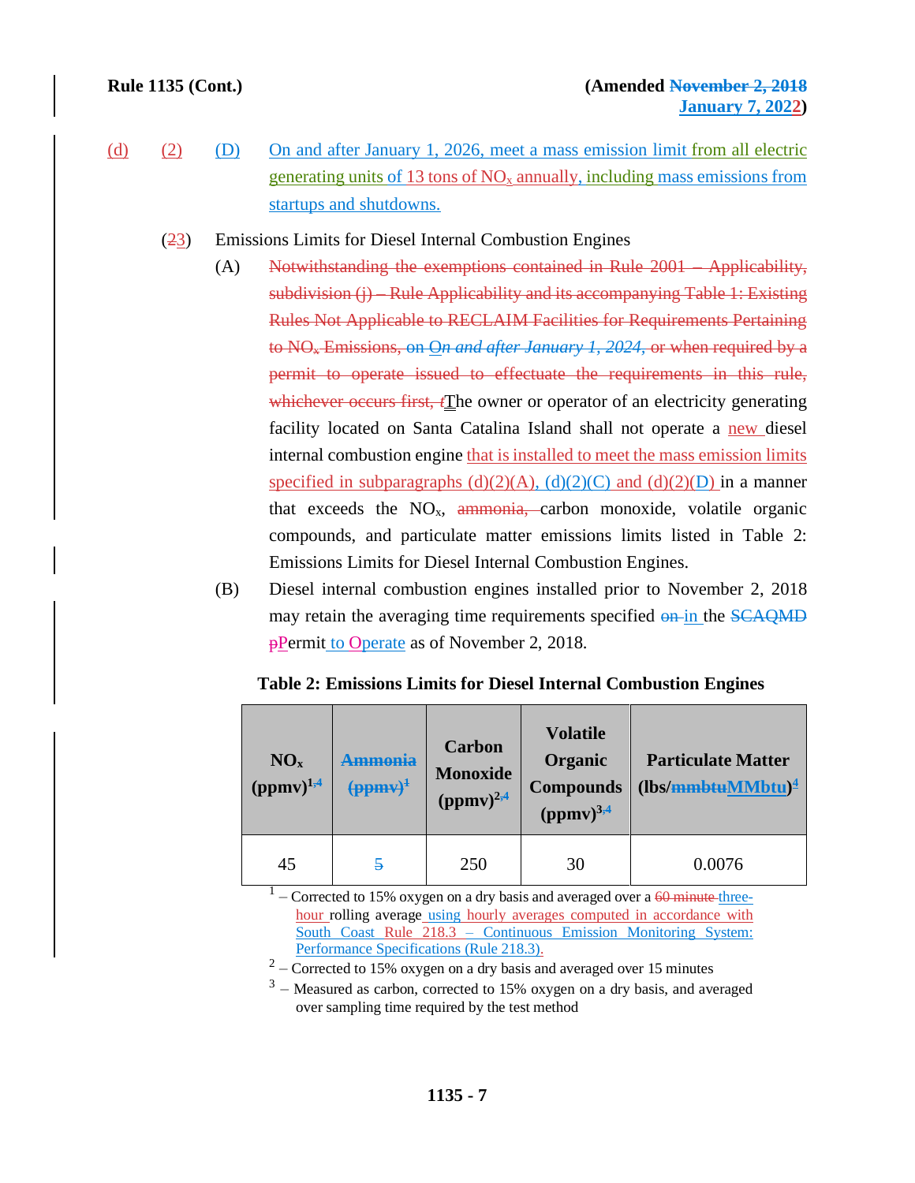(d) (2) (D) On and after January 1, 2026, meet a mass emission limit from all electric generating units of 13 tons of $NO_x$ annually, including mass emissions from startups and shutdowns.

(~~2~~3) Emissions Limits for Diesel Internal Combustion Engines

(A) ~~Notwithstanding the exemptions contained in Rule 2001 – Applicability, subdivision (j) – Rule Applicability and its accompanying Table 1: Existing Rules Not Applicable to RECLAIM Facilities for Requirements Pertaining to $NO_x$ Emissions, on~~ *~~On and after January 1, 2024,~~* ~~or when required by a permit to operate issued to effectuate the requirements in this rule, whichever occurs first, t~~The owner or operator of an electricity generating facility located on Santa Catalina Island shall not operate a new diesel internal combustion engine that is installed to meet the mass emission limits specified in subparagraphs (d)(2)(A), (d)(2)(C) and (d)(2)(D) in a manner that exceeds the $NO_x$, ~~ammonia,~~ carbon monoxide, volatile organic compounds, and particulate matter emissions limits listed in Table 2: Emissions Limits for Diesel Internal Combustion Engines.

(B) Diesel internal combustion engines installed prior to November 2, 2018 may retain the averaging time requirements specified ~~on~~ in the ~~SCAQMD~~ ~~p~~Permit to Operate as of November 2, 2018.

**Table 2: Emissions Limits for Diesel Internal Combustion Engines**

| $NO_x$ (ppmv)[1,4] | ~~Ammonia (ppmv)[1]~~ | Carbon Monoxide (ppmv)[2,4] | Volatile Organic Compounds (ppmv)[3,4] | Particulate Matter (lbs/~~mmbtu~~MMbtu)[4] |
|---|---|---|---|---|
| 45 | ~~5~~ | 250 | 30 | 0.0076 |

[1] – Corrected to 15% oxygen on a dry basis and averaged over a ~~60 minute~~ three-hour rolling average using hourly averages computed in accordance with South Coast Rule 218.3 – Continuous Emission Monitoring System: Performance Specifications (Rule 218.3).

[2] – Corrected to 15% oxygen on a dry basis and averaged over 15 minutes

[3] – Measured as carbon, corrected to 15% oxygen on a dry basis, and averaged over sampling time required by the test method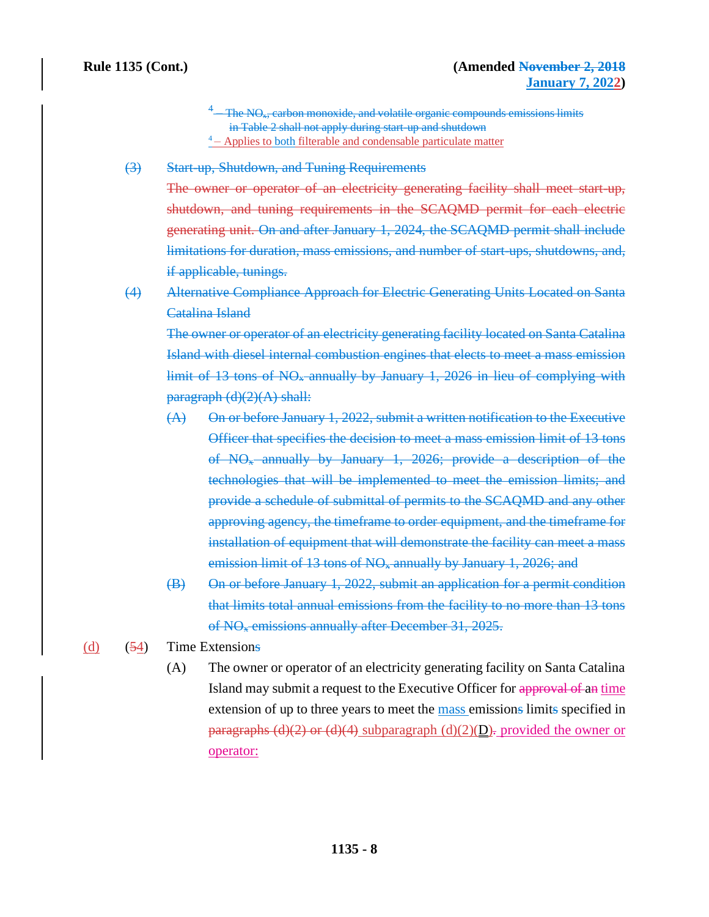~~[4] – The $NO_x$, carbon monoxide, and volatile organic compounds emissions limits in Table 2 shall not apply during start-up and shutdown~~
[4] – Applies to both filterable and condensable particulate matter

~~(3) Start-up, Shutdown, and Tuning Requirements~~
~~The owner or operator of an electricity generating facility shall meet start-up, shutdown, and tuning requirements in the SCAQMD permit for each electric generating unit. On and after January 1, 2024, the SCAQMD permit shall include limitations for duration, mass emissions, and number of start-ups, shutdowns, and, if applicable, tunings.~~

~~(4) Alternative Compliance Approach for Electric Generating Units Located on Santa Catalina Island~~
~~The owner or operator of an electricity generating facility located on Santa Catalina Island with diesel internal combustion engines that elects to meet a mass emission limit of 13 tons of $NO_x$ annually by January 1, 2026 in lieu of complying with paragraph (d)(2)(A) shall:~~

~~(A) On or before January 1, 2022, submit a written notification to the Executive Officer that specifies the decision to meet a mass emission limit of 13 tons of $NO_x$ annually by January 1, 2026; provide a description of the technologies that will be implemented to meet the emission limits; and provide a schedule of submittal of permits to the SCAQMD and any other approving agency, the timeframe to order equipment, and the timeframe for installation of equipment that will demonstrate the facility can meet a mass emission limit of 13 tons of $NO_x$ annually by January 1, 2026; and~~

~~(B) On or before January 1, 2022, submit an application for a permit condition that limits total annual emissions from the facility to no more than 13 tons of $NO_x$ emissions annually after December 31, 2025.~~

(d) (~~5~~4) Time Extension~~s~~

(A) The owner or operator of an electricity generating facility on Santa Catalina Island may submit a request to the Executive Officer for ~~approval of an~~ time extension of up to three years to meet the mass emission~~s~~ limit~~s~~ specified in ~~paragraphs (d)(2) or (d)(4)~~ subparagraph (d)(2)(D)~~.~~ provided the owner or operator: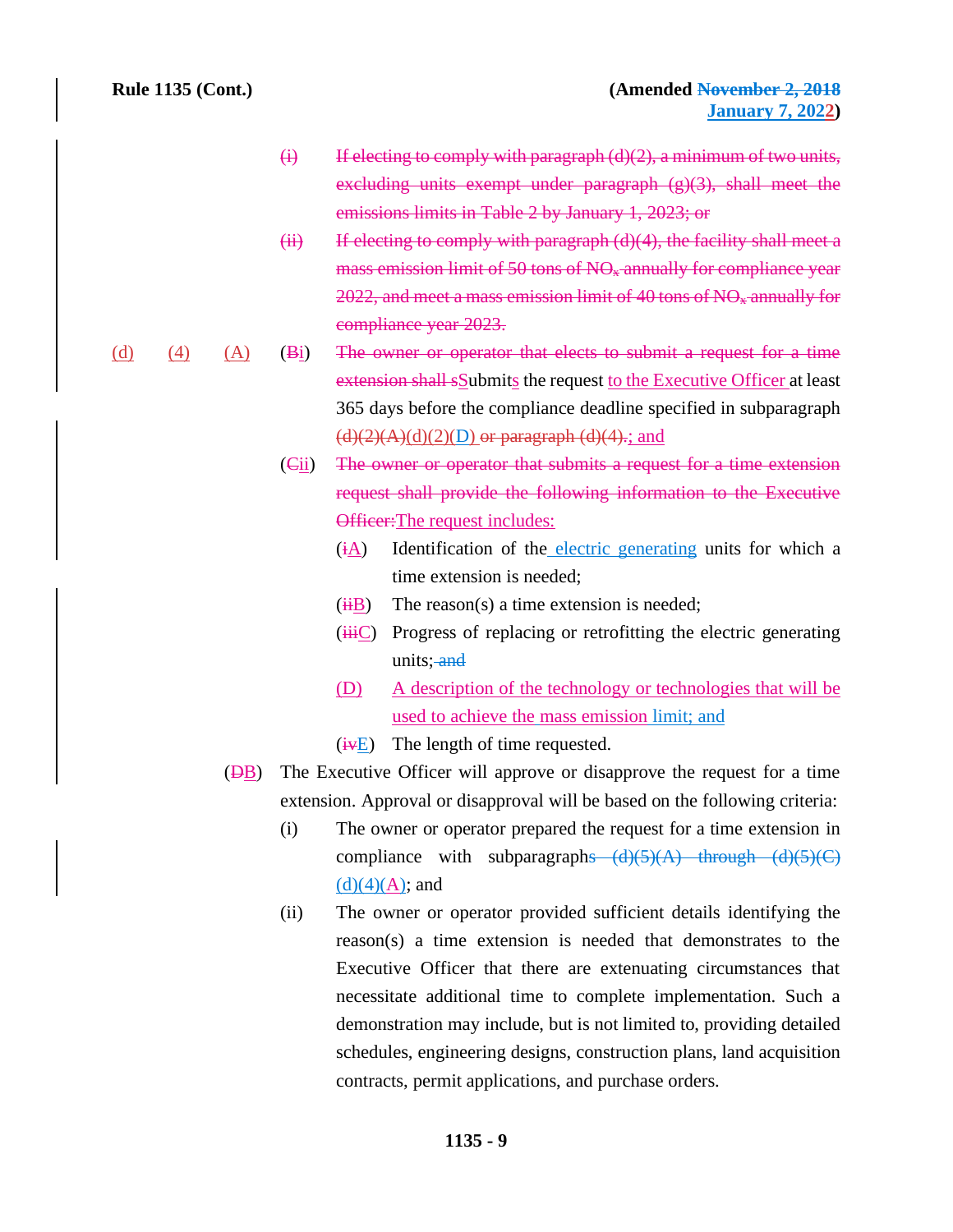~~(i) If electing to comply with paragraph (d)(2), a minimum of two units, excluding units exempt under paragraph (g)(3), shall meet the emissions limits in Table 2 by January 1, 2023; or~~

~~(ii) If electing to comply with paragraph (d)(4), the facility shall meet a mass emission limit of 50 tons of $NO_x$ annually for compliance year 2022, and meet a mass emission limit of 40 tons of $NO_x$ annually for compliance year 2023.~~

(d) (4) (A) (~~B~~i) ~~The owner or operator that elects to submit a request for a time extension shall s~~Submits the request to the Executive Officer at least 365 days before the compliance deadline specified in subparagraph ~~(d)(2)(A)~~(d)(2)(D) ~~or paragraph (d)(4).~~; and

(~~C~~ii) ~~The owner or operator that submits a request for a time extension request shall provide the following information to the Executive Officer:~~The request includes:

(~~i~~A) Identification of the electric generating units for which a time extension is needed;

(~~ii~~B) The reason(s) a time extension is needed;

(~~iii~~C) Progress of replacing or retrofitting the electric generating units; ~~and~~

(D) A description of the technology or technologies that will be used to achieve the mass emission limit; and

(~~iv~~E) The length of time requested.

(~~D~~B) The Executive Officer will approve or disapprove the request for a time extension. Approval or disapproval will be based on the following criteria:

(i) The owner or operator prepared the request for a time extension in compliance with subparagraph~~s (d)(5)(A) through (d)(5)(C)~~ (d)(4)(A); and

(ii) The owner or operator provided sufficient details identifying the reason(s) a time extension is needed that demonstrates to the Executive Officer that there are extenuating circumstances that necessitate additional time to complete implementation. Such a demonstration may include, but is not limited to, providing detailed schedules, engineering designs, construction plans, land acquisition contracts, permit applications, and purchase orders.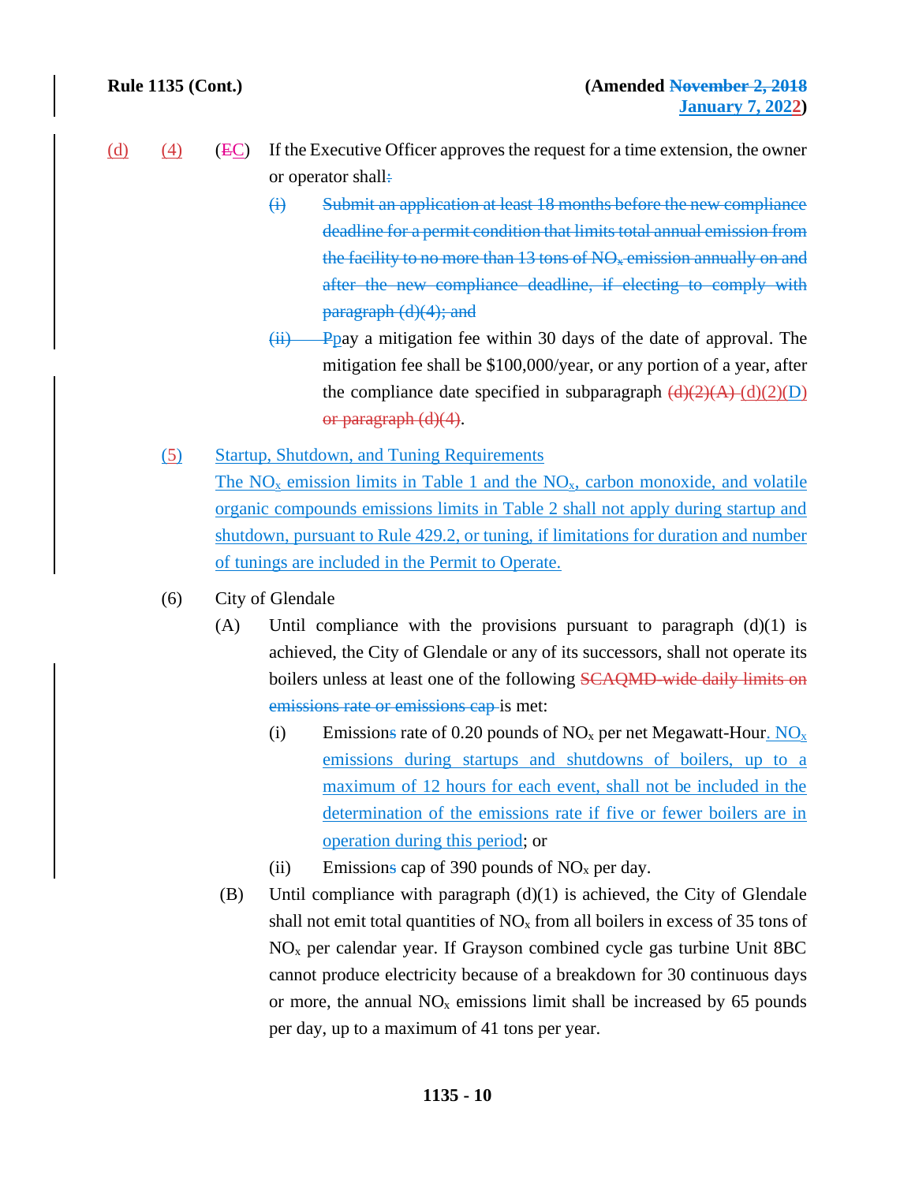(d) (4) (~~E~~C) If the Executive Officer approves the request for a time extension, the owner or operator shall~~:~~

~~(i) Submit an application at least 18 months before the new compliance deadline for a permit condition that limits total annual emission from the facility to no more than 13 tons of $NO_x$ emission annually on and after the new compliance deadline, if electing to comply with paragraph (d)(4); and~~

~~(ii)~~ ~~P~~pay a mitigation fee within 30 days of the date of approval. The mitigation fee shall be $100,000/year, or any portion of a year, after the compliance date specified in subparagraph ~~(d)(2)(A)~~ (d)(2)(D) ~~or paragraph (d)(4)~~.

(5) Startup, Shutdown, and Tuning Requirements

The $NO_x$ emission limits in Table 1 and the $NO_x$, carbon monoxide, and volatile organic compounds emissions limits in Table 2 shall not apply during startup and shutdown, pursuant to Rule 429.2, or tuning, if limitations for duration and number of tunings are included in the Permit to Operate.

(6) City of Glendale

(A) Until compliance with the provisions pursuant to paragraph (d)(1) is achieved, the City of Glendale or any of its successors, shall not operate its boilers unless at least one of the following ~~SCAQMD-wide daily limits on emissions rate or emissions cap~~ is met:

(i) Emission~~s~~ rate of 0.20 pounds of $NO_x$ per net Megawatt-Hour. $NO_x$ emissions during startups and shutdowns of boilers, up to a maximum of 12 hours for each event, shall not be included in the determination of the emissions rate if five or fewer boilers are in operation during this period; or

(ii) Emission~~s~~ cap of 390 pounds of $NO_x$ per day.

(B) Until compliance with paragraph (d)(1) is achieved, the City of Glendale shall not emit total quantities of $NO_x$ from all boilers in excess of 35 tons of $NO_x$ per calendar year. If Grayson combined cycle gas turbine Unit 8BC cannot produce electricity because of a breakdown for 30 continuous days or more, the annual $NO_x$ emissions limit shall be increased by 65 pounds per day, up to a maximum of 41 tons per year.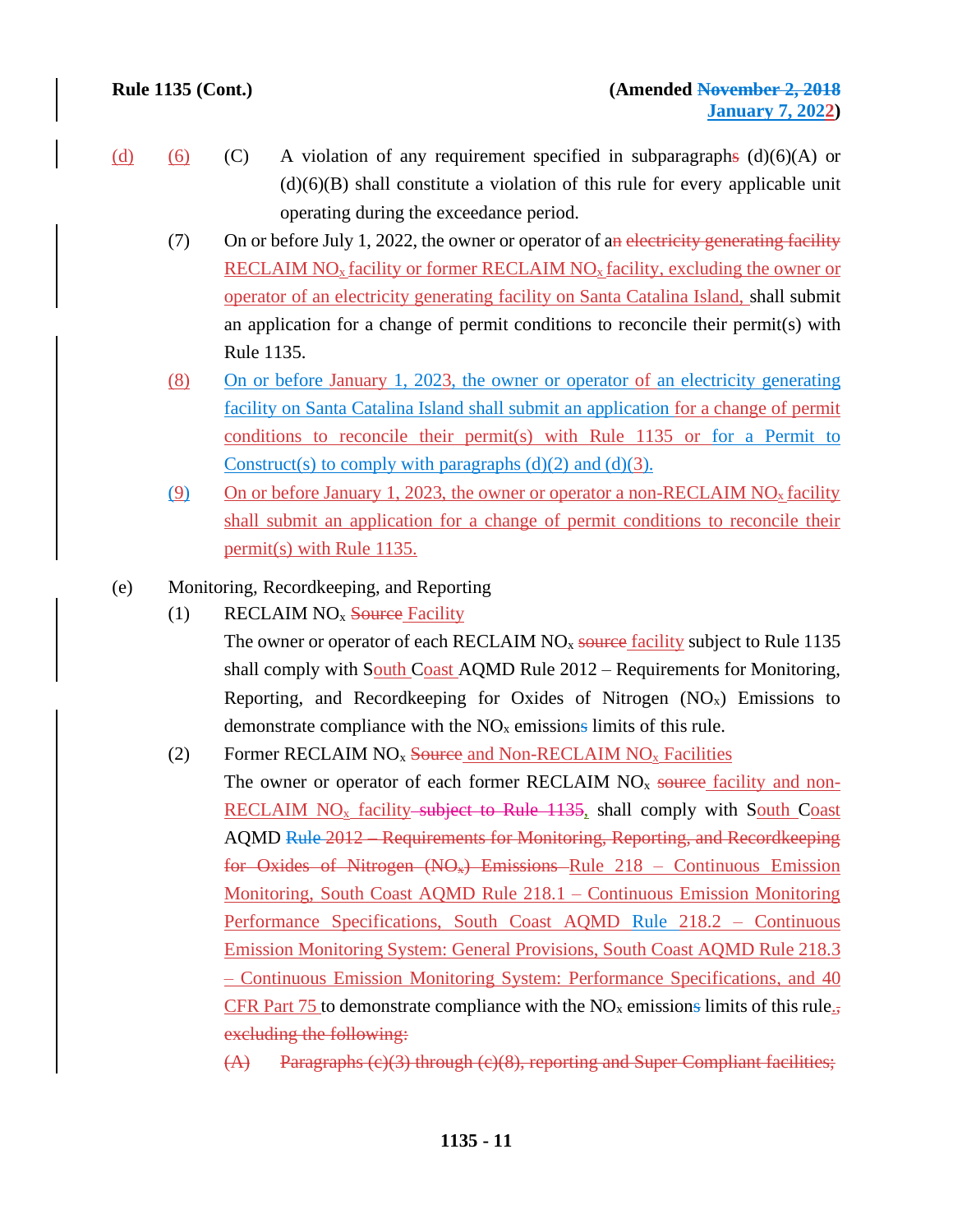(d) (6) (C) A violation of any requirement specified in subparagraphs (d)(6)(A) or (d)(6)(B) shall constitute a violation of this rule for every applicable unit operating during the exceedance period.

(7) On or before July 1, 2022, the owner or operator of an electricity generating facility RECLAIM $NO_x$ facility or former RECLAIM $NO_x$ facility, excluding the owner or operator of an electricity generating facility on Santa Catalina Island, shall submit an application for a change of permit conditions to reconcile their permit(s) with Rule 1135.

(8) On or before January 1, 2023, the owner or operator of an electricity generating facility on Santa Catalina Island shall submit an application for a change of permit conditions to reconcile their permit(s) with Rule 1135 or for a Permit to Construct(s) to comply with paragraphs (d)(2) and (d)(3).

(9) On or before January 1, 2023, the owner or operator a non-RECLAIM $NO_x$ facility shall submit an application for a change of permit conditions to reconcile their permit(s) with Rule 1135.

(e) Monitoring, Recordkeeping, and Reporting

(1) RECLAIM $NO_x$ Source Facility

The owner or operator of each RECLAIM $NO_x$ source facility subject to Rule 1135 shall comply with South Coast AQMD Rule 2012 – Requirements for Monitoring, Reporting, and Recordkeeping for Oxides of Nitrogen ($NO_x$) Emissions to demonstrate compliance with the $NO_x$ emissions limits of this rule.

(2) Former RECLAIM $NO_x$ Source and Non-RECLAIM $NO_x$ Facilities

The owner or operator of each former RECLAIM $NO_x$ source facility and non-RECLAIM $NO_x$ facility subject to Rule 1135, shall comply with South Coast AQMD Rule 2012 – Requirements for Monitoring, Reporting, and Recordkeeping for Oxides of Nitrogen ($NO_x$) Emissions Rule 218 – Continuous Emission Monitoring, South Coast AQMD Rule 218.1 – Continuous Emission Monitoring Performance Specifications, South Coast AQMD Rule 218.2 – Continuous Emission Monitoring System: General Provisions, South Coast AQMD Rule 218.3 – Continuous Emission Monitoring System: Performance Specifications, and 40 CFR Part 75 to demonstrate compliance with the $NO_x$ emissions limits of this rule., excluding the following:

(A) Paragraphs (c)(3) through (c)(8), reporting and Super Compliant facilities;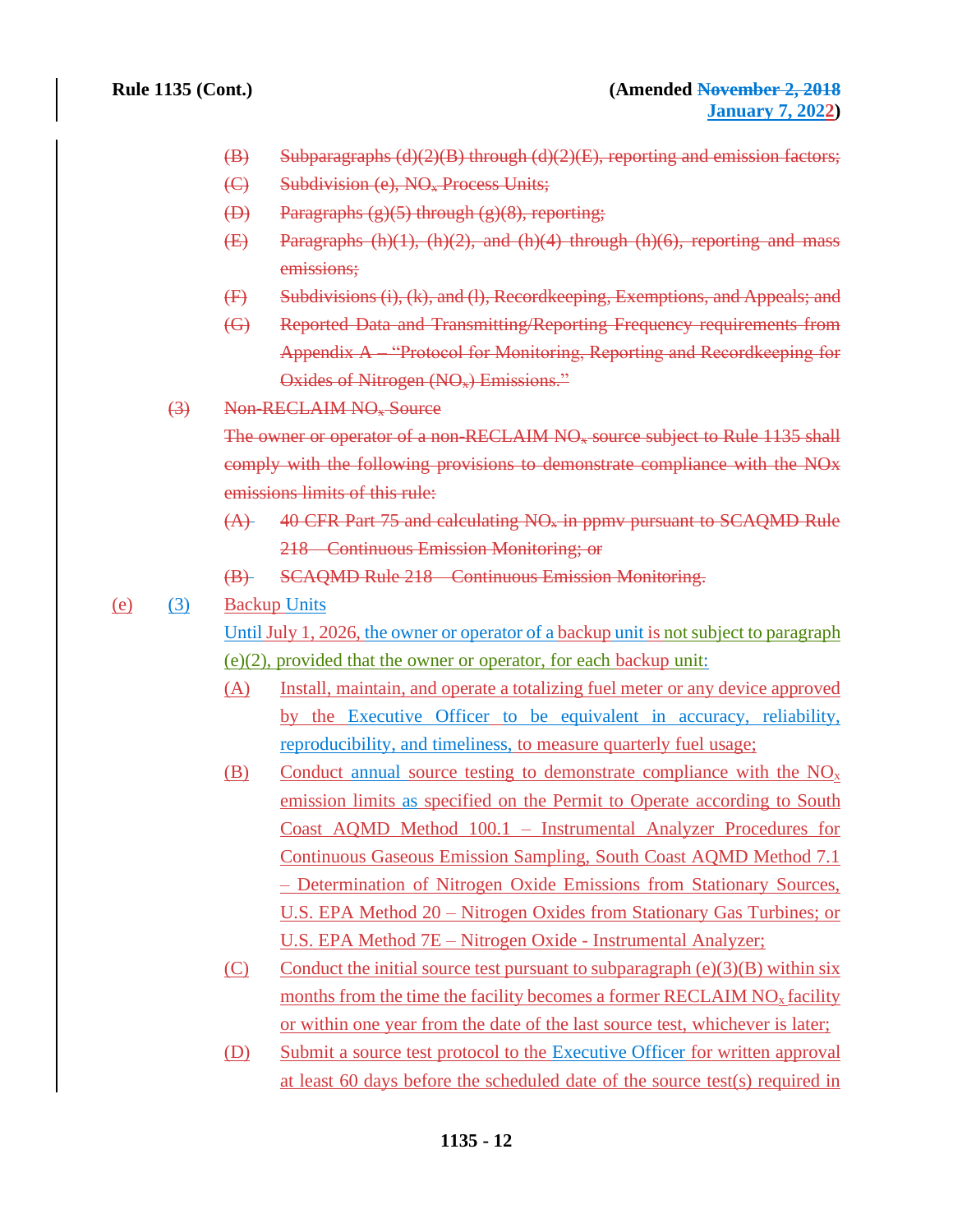(B) Subparagraphs (d)(2)(B) through (d)(2)(E), reporting and emission factors;

(C) Subdivision (e), $NO_x$ Process Units;

(D) Paragraphs (g)(5) through (g)(8), reporting;

(E) Paragraphs (h)(1), (h)(2), and (h)(4) through (h)(6), reporting and mass emissions;

(F) Subdivisions (i), (k), and (l), Recordkeeping, Exemptions, and Appeals; and

(G) Reported Data and Transmitting/Reporting Frequency requirements from Appendix A – "Protocol for Monitoring, Reporting and Recordkeeping for Oxides of Nitrogen ($NO_x$) Emissions."

(3) Non-RECLAIM $NO_x$ Source

The owner or operator of a non-RECLAIM $NO_x$ source subject to Rule 1135 shall comply with the following provisions to demonstrate compliance with the NOx emissions limits of this rule:

(A) 40 CFR Part 75 and calculating $NO_x$ in ppmv pursuant to SCAQMD Rule 218 – Continuous Emission Monitoring; or

(B) SCAQMD Rule 218 – Continuous Emission Monitoring.

(e) (3) Backup Units

Until July 1, 2026, the owner or operator of a backup unit is not subject to paragraph (e)(2), provided that the owner or operator, for each backup unit:

(A) Install, maintain, and operate a totalizing fuel meter or any device approved by the Executive Officer to be equivalent in accuracy, reliability, reproducibility, and timeliness, to measure quarterly fuel usage;

(B) Conduct annual source testing to demonstrate compliance with the $NO_x$ emission limits as specified on the Permit to Operate according to South Coast AQMD Method 100.1 – Instrumental Analyzer Procedures for Continuous Gaseous Emission Sampling, South Coast AQMD Method 7.1 – Determination of Nitrogen Oxide Emissions from Stationary Sources, U.S. EPA Method 20 – Nitrogen Oxides from Stationary Gas Turbines; or U.S. EPA Method 7E – Nitrogen Oxide - Instrumental Analyzer;

(C) Conduct the initial source test pursuant to subparagraph (e)(3)(B) within six months from the time the facility becomes a former RECLAIM $NO_x$ facility or within one year from the date of the last source test, whichever is later;

(D) Submit a source test protocol to the Executive Officer for written approval at least 60 days before the scheduled date of the source test(s) required in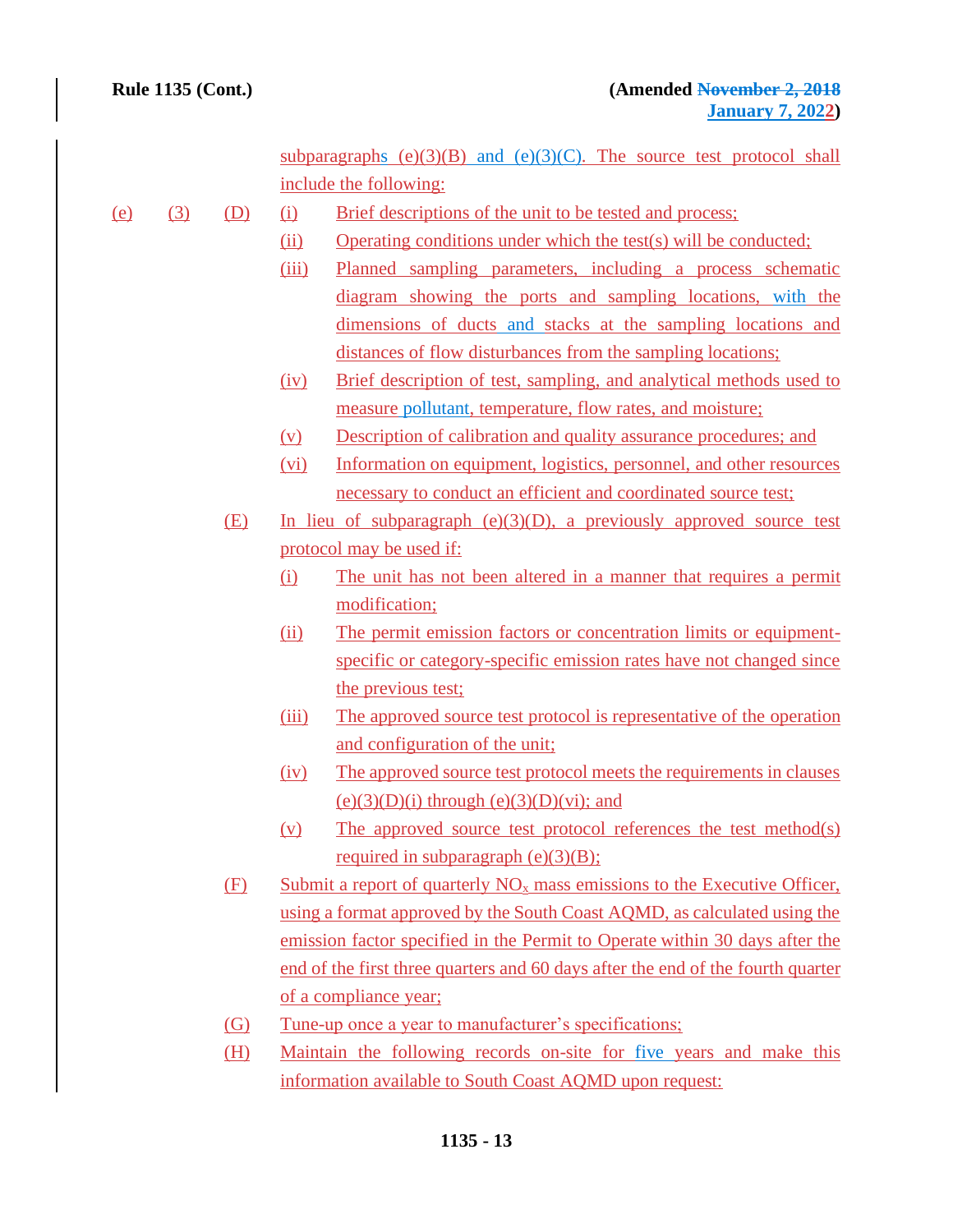subparagraphs (e)(3)(B) and (e)(3)(C). The source test protocol shall include the following:

(e) (3) (D) (i) Brief descriptions of the unit to be tested and process;

(ii) Operating conditions under which the test(s) will be conducted;

(iii) Planned sampling parameters, including a process schematic diagram showing the ports and sampling locations, with the dimensions of ducts and stacks at the sampling locations and distances of flow disturbances from the sampling locations;

(iv) Brief description of test, sampling, and analytical methods used to measure pollutant, temperature, flow rates, and moisture;

(v) Description of calibration and quality assurance procedures; and

(vi) Information on equipment, logistics, personnel, and other resources necessary to conduct an efficient and coordinated source test;

(E) In lieu of subparagraph (e)(3)(D), a previously approved source test protocol may be used if:

(i) The unit has not been altered in a manner that requires a permit modification;

(ii) The permit emission factors or concentration limits or equipment-specific or category-specific emission rates have not changed since the previous test;

(iii) The approved source test protocol is representative of the operation and configuration of the unit;

(iv) The approved source test protocol meets the requirements in clauses (e)(3)(D)(i) through (e)(3)(D)(vi); and

(v) The approved source test protocol references the test method(s) required in subparagraph (e)(3)(B);

(F) Submit a report of quarterly $NO_x$ mass emissions to the Executive Officer, using a format approved by the South Coast AQMD, as calculated using the emission factor specified in the Permit to Operate within 30 days after the end of the first three quarters and 60 days after the end of the fourth quarter of a compliance year;

(G) Tune-up once a year to manufacturer's specifications;

(H) Maintain the following records on-site for five years and make this information available to South Coast AQMD upon request: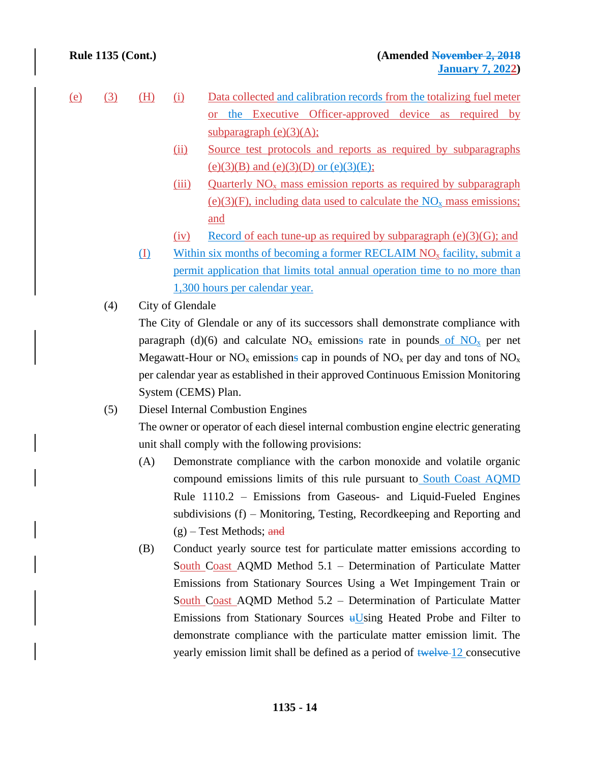(e) (3) (H) (i) Data collected and calibration records from the totalizing fuel meter or the Executive Officer-approved device as required by subparagraph (e)(3)(A);

(ii) Source test protocols and reports as required by subparagraphs (e)(3)(B) and (e)(3)(D) or (e)(3)(E);

(iii) Quarterly $NO_x$ mass emission reports as required by subparagraph (e)(3)(F), including data used to calculate the $NO_x$ mass emissions; and

(iv) Record of each tune-up as required by subparagraph (e)(3)(G); and

(I) Within six months of becoming a former RECLAIM $NO_x$ facility, submit a permit application that limits total annual operation time to no more than 1,300 hours per calendar year.

(4) City of Glendale

The City of Glendale or any of its successors shall demonstrate compliance with paragraph (d)(6) and calculate $NO_x$ emissions rate in pounds of $NO_x$ per net Megawatt-Hour or $NO_x$ emissions cap in pounds of $NO_x$ per day and tons of $NO_x$ per calendar year as established in their approved Continuous Emission Monitoring System (CEMS) Plan.

(5) Diesel Internal Combustion Engines

The owner or operator of each diesel internal combustion engine electric generating unit shall comply with the following provisions:

(A) Demonstrate compliance with the carbon monoxide and volatile organic compound emissions limits of this rule pursuant to South Coast AQMD Rule 1110.2 – Emissions from Gaseous- and Liquid-Fueled Engines subdivisions (f) – Monitoring, Testing, Recordkeeping and Reporting and (g) – Test Methods; ~~and~~

(B) Conduct yearly source test for particulate matter emissions according to South Coast AQMD Method 5.1 – Determination of Particulate Matter Emissions from Stationary Sources Using a Wet Impingement Train or South Coast AQMD Method 5.2 – Determination of Particulate Matter Emissions from Stationary Sources ~~u~~Using Heated Probe and Filter to demonstrate compliance with the particulate matter emission limit. The yearly emission limit shall be defined as a period of ~~twelve~~ 12 consecutive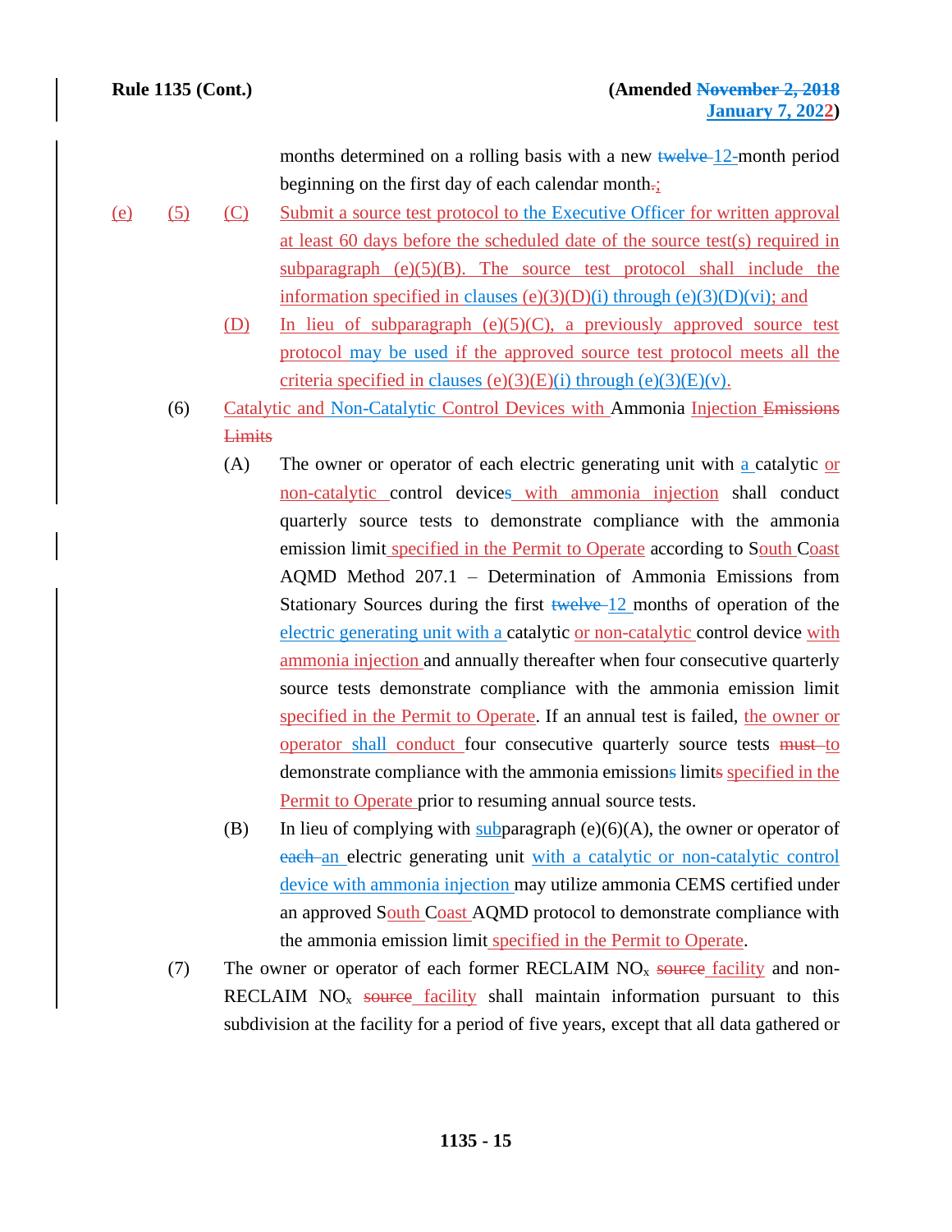months determined on a rolling basis with a new ~~twelve~~ 12-month period beginning on the first day of each calendar month~~.~~;

(e) (5) (C) Submit a source test protocol to the Executive Officer for written approval at least 60 days before the scheduled date of the source test(s) required in subparagraph (e)(5)(B). The source test protocol shall include the information specified in clauses (e)(3)(D)(i) through (e)(3)(D)(vi); and

(D) In lieu of subparagraph (e)(5)(C), a previously approved source test protocol may be used if the approved source test protocol meets all the criteria specified in clauses (e)(3)(E)(i) through (e)(3)(E)(v).

(6) Catalytic and Non-Catalytic Control Devices with Ammonia Injection ~~Emissions Limits~~

(A) The owner or operator of each electric generating unit with a catalytic or non-catalytic control device~~s~~ with ammonia injection shall conduct quarterly source tests to demonstrate compliance with the ammonia emission limit specified in the Permit to Operate according to South Coast AQMD Method 207.1 – Determination of Ammonia Emissions from Stationary Sources during the first ~~twelve~~ 12 months of operation of the electric generating unit with a catalytic or non-catalytic control device with ammonia injection and annually thereafter when four consecutive quarterly source tests demonstrate compliance with the ammonia emission limit specified in the Permit to Operate. If an annual test is failed, the owner or operator shall conduct four consecutive quarterly source tests ~~must~~ to demonstrate compliance with the ammonia emission~~s~~ limit~~s~~ specified in the Permit to Operate prior to resuming annual source tests.

(B) In lieu of complying with subparagraph (e)(6)(A), the owner or operator of ~~each~~ an electric generating unit with a catalytic or non-catalytic control device with ammonia injection may utilize ammonia CEMS certified under an approved South Coast AQMD protocol to demonstrate compliance with the ammonia emission limit specified in the Permit to Operate.

(7) The owner or operator of each former RECLAIM $NO_x$ ~~source~~ facility and non-RECLAIM $NO_x$ ~~source~~ facility shall maintain information pursuant to this subdivision at the facility for a period of five years, except that all data gathered or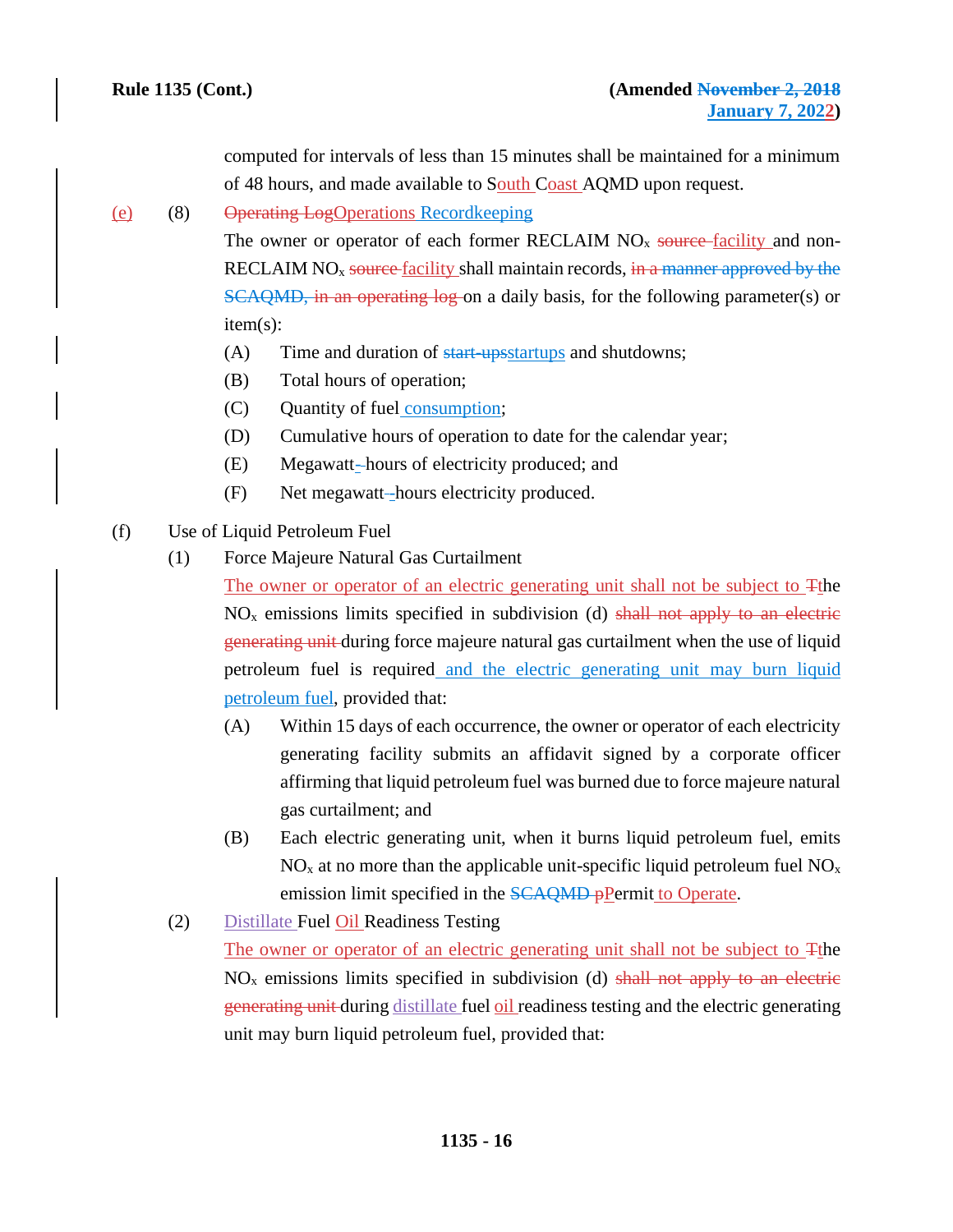computed for intervals of less than 15 minutes shall be maintained for a minimum of 48 hours, and made available to South Coast AQMD upon request.

(e) (8) Operating LogOperations Recordkeeping

The owner or operator of each former RECLAIM $NO_x$ source facility and non-RECLAIM $NO_x$ source facility shall maintain records, in a manner approved by the SCAQMD, in an operating log on a daily basis, for the following parameter(s) or item(s):

(A) Time and duration of start-upsstartups and shutdowns;

(B) Total hours of operation;

(C) Quantity of fuel consumption;

(D) Cumulative hours of operation to date for the calendar year;

(E) Megawatt--hours of electricity produced; and

(F) Net megawatt--hours electricity produced.

(f) Use of Liquid Petroleum Fuel

(1) Force Majeure Natural Gas Curtailment

The owner or operator of an electric generating unit shall not be subject to Tthe $NO_x$ emissions limits specified in subdivision (d) shall not apply to an electric generating unit during force majeure natural gas curtailment when the use of liquid petroleum fuel is required and the electric generating unit may burn liquid petroleum fuel, provided that:

(A) Within 15 days of each occurrence, the owner or operator of each electricity generating facility submits an affidavit signed by a corporate officer affirming that liquid petroleum fuel was burned due to force majeure natural gas curtailment; and

(B) Each electric generating unit, when it burns liquid petroleum fuel, emits $NO_x$ at no more than the applicable unit-specific liquid petroleum fuel $NO_x$ emission limit specified in the SCAQMD pPermit to Operate.

(2) Distillate Fuel Oil Readiness Testing

The owner or operator of an electric generating unit shall not be subject to Tthe $NO_x$ emissions limits specified in subdivision (d) shall not apply to an electric generating unit during distillate fuel oil readiness testing and the electric generating unit may burn liquid petroleum fuel, provided that: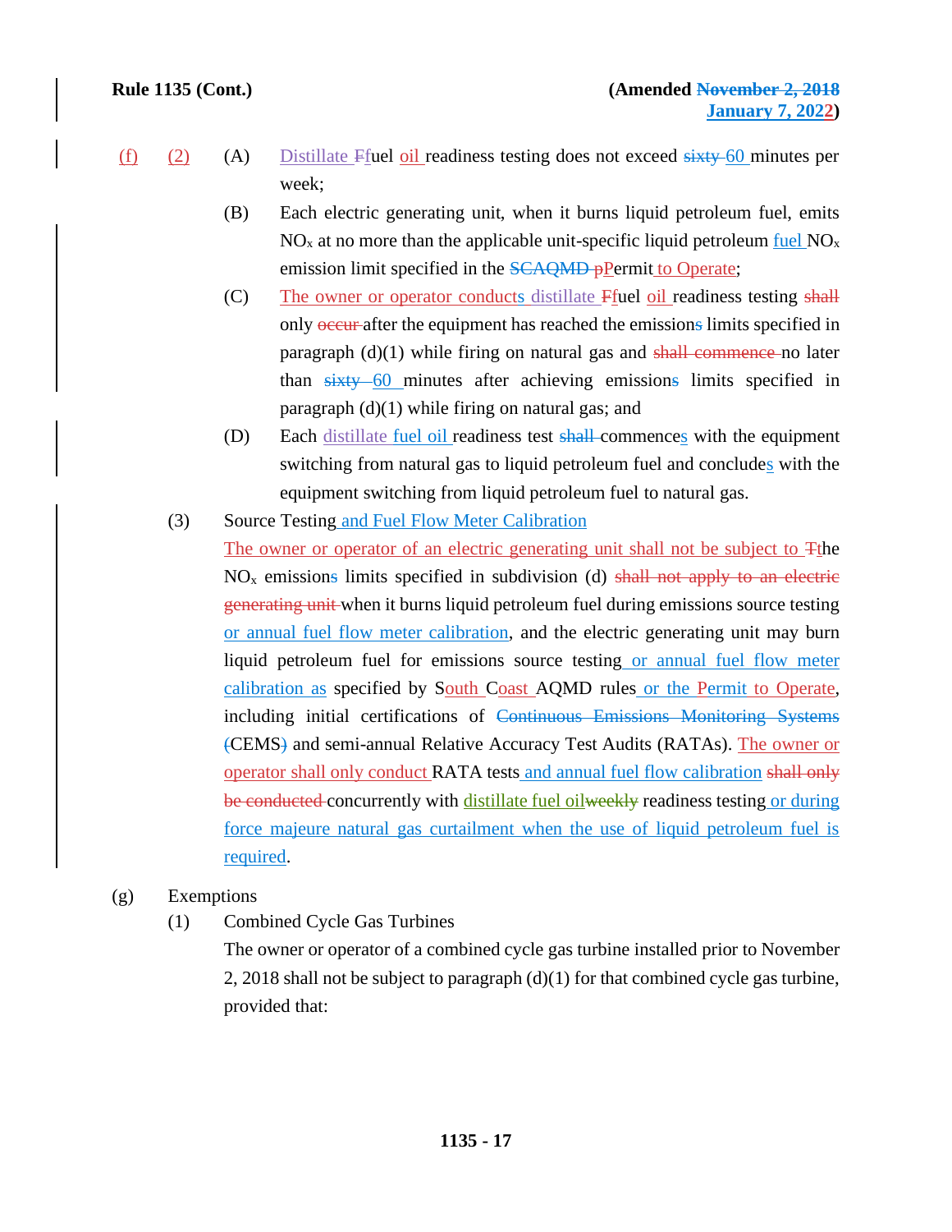(f) (2) (A) Distillate Ffuel oil readiness testing does not exceed sixty 60 minutes per week;

(B) Each electric generating unit, when it burns liquid petroleum fuel, emits $NO_x$ at no more than the applicable unit-specific liquid petroleum fuel $NO_x$ emission limit specified in the SCAQMD pPermit to Operate;

(C) The owner or operator conducts distillate Ffuel oil readiness testing shall only occur after the equipment has reached the emissions limits specified in paragraph (d)(1) while firing on natural gas and shall commence no later than sixty 60 minutes after achieving emissions limits specified in paragraph (d)(1) while firing on natural gas; and

(D) Each distillate fuel oil readiness test shall commences with the equipment switching from natural gas to liquid petroleum fuel and concludes with the equipment switching from liquid petroleum fuel to natural gas.

(3) Source Testing and Fuel Flow Meter Calibration

The owner or operator of an electric generating unit shall not be subject to Tthe $NO_x$ emissions limits specified in subdivision (d) shall not apply to an electric generating unit when it burns liquid petroleum fuel during emissions source testing or annual fuel flow meter calibration, and the electric generating unit may burn liquid petroleum fuel for emissions source testing or annual fuel flow meter calibration as specified by South Coast AQMD rules or the Permit to Operate, including initial certifications of Continuous Emissions Monitoring Systems (CEMS) and semi-annual Relative Accuracy Test Audits (RATAs). The owner or operator shall only conduct RATA tests and annual fuel flow calibration shall only be conducted concurrently with distillate fuel oilweekly readiness testing or during force majeure natural gas curtailment when the use of liquid petroleum fuel is required.

(g) Exemptions

(1) Combined Cycle Gas Turbines

The owner or operator of a combined cycle gas turbine installed prior to November 2, 2018 shall not be subject to paragraph (d)(1) for that combined cycle gas turbine, provided that: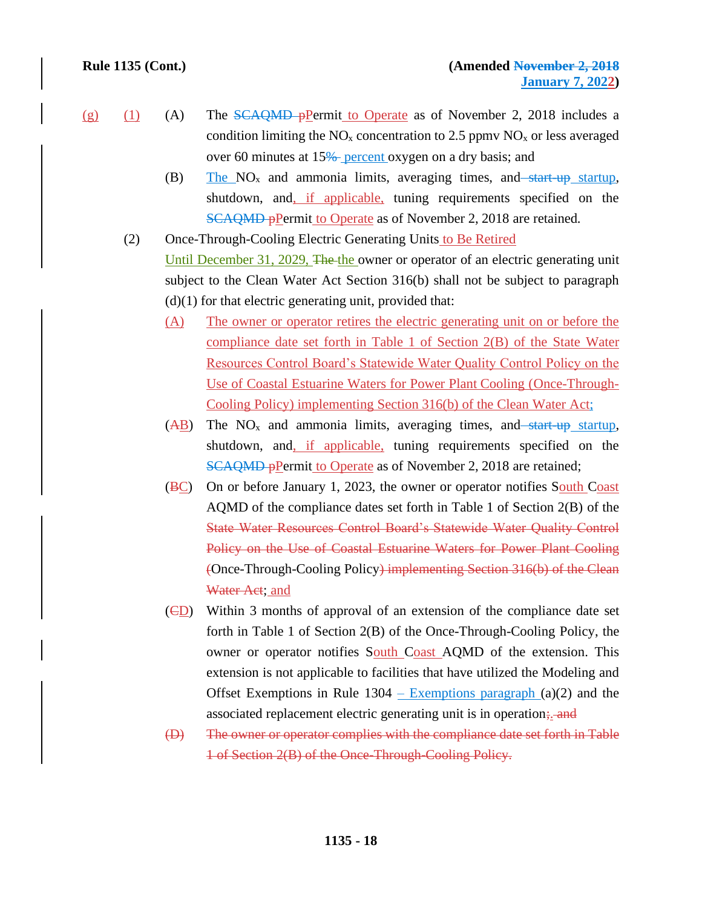(g) (1) (A) The ~~SCAQMD p~~Permit to Operate as of November 2, 2018 includes a condition limiting the $NO_x$ concentration to 2.5 ppmv $NO_x$ or less averaged over 60 minutes at 15~~%~~ percent oxygen on a dry basis; and

(B) The $NO_x$ and ammonia limits, averaging times, and ~~start-up~~ startup, shutdown, and, if applicable, tuning requirements specified on the ~~SCAQMD p~~Permit to Operate as of November 2, 2018 are retained.

(2) Once-Through-Cooling Electric Generating Units to Be Retired

Until December 31, 2029, ~~The~~ the owner or operator of an electric generating unit subject to the Clean Water Act Section 316(b) shall not be subject to paragraph (d)(1) for that electric generating unit, provided that:

(A) The owner or operator retires the electric generating unit on or before the compliance date set forth in Table 1 of Section 2(B) of the State Water Resources Control Board's Statewide Water Quality Control Policy on the Use of Coastal Estuarine Waters for Power Plant Cooling (Once-Through-Cooling Policy) implementing Section 316(b) of the Clean Water Act;

(~~A~~B) The $NO_x$ and ammonia limits, averaging times, and ~~start-up~~ startup, shutdown, and, if applicable, tuning requirements specified on the ~~SCAQMD p~~Permit to Operate as of November 2, 2018 are retained;

(~~B~~C) On or before January 1, 2023, the owner or operator notifies South Coast AQMD of the compliance dates set forth in Table 1 of Section 2(B) of the ~~State Water Resources Control Board's Statewide Water Quality Control Policy on the Use of Coastal Estuarine Waters for Power Plant Cooling (~~Once-Through-Cooling Policy~~) implementing Section 316(b) of the Clean Water Act~~; and

(~~C~~D) Within 3 months of approval of an extension of the compliance date set forth in Table 1 of Section 2(B) of the Once-Through-Cooling Policy, the owner or operator notifies South Coast AQMD of the extension. This extension is not applicable to facilities that have utilized the Modeling and Offset Exemptions in Rule 1304 – Exemptions paragraph (a)(2) and the associated replacement electric generating unit is in operation~~; and~~.

~~(D) The owner or operator complies with the compliance date set forth in Table 1 of Section 2(B) of the Once-Through-Cooling Policy.~~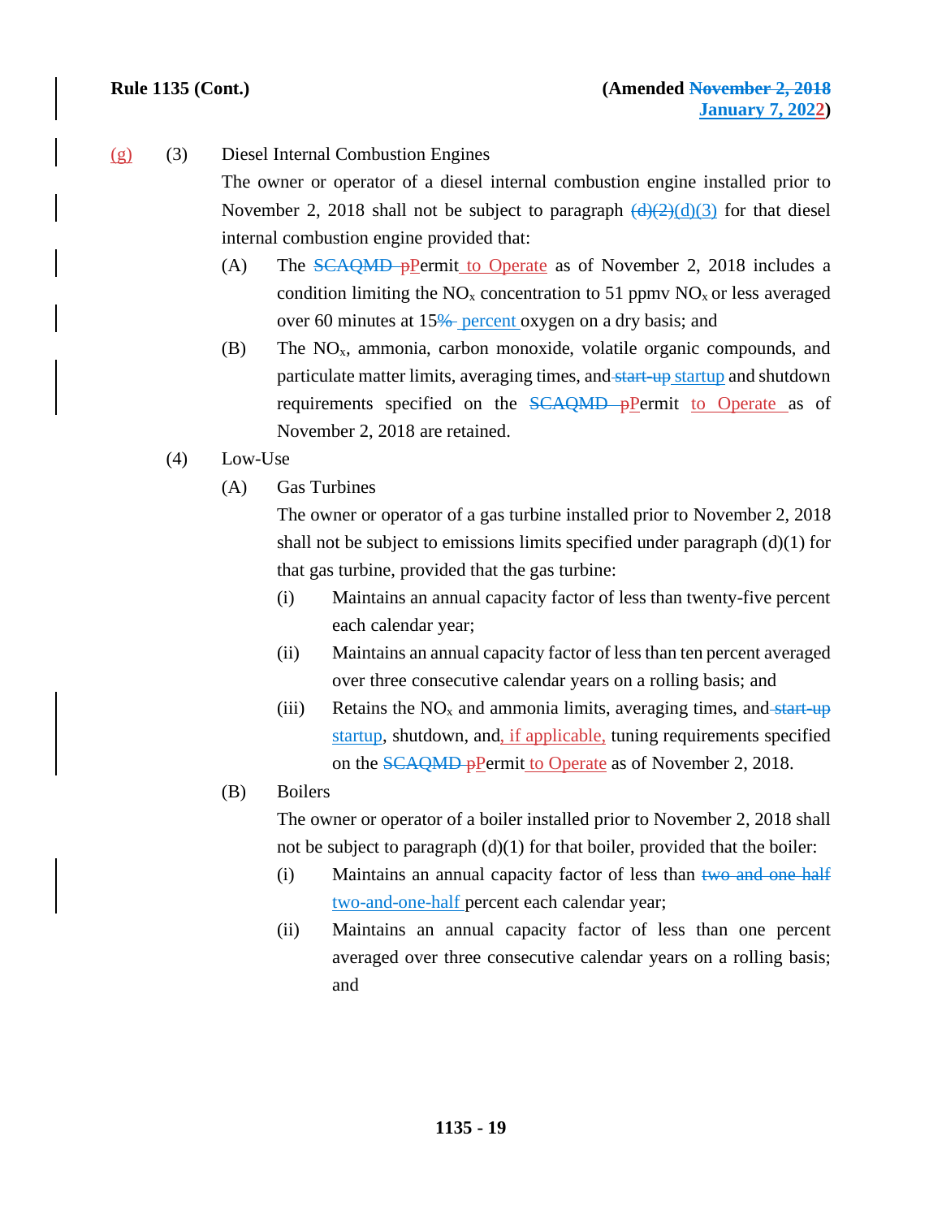<u>(g)</u> (3) Diesel Internal Combustion Engines

The owner or operator of a diesel internal combustion engine installed prior to November 2, 2018 shall not be subject to paragraph ~~(d)(2)~~<u>(d)(3)</u> for that diesel internal combustion engine provided that:

(A) The ~~SCAQMD p~~<u>P</u>ermit<u> to Operate</u> as of November 2, 2018 includes a condition limiting the $NO_x$ concentration to 51 ppmv $NO_x$ or less averaged over 60 minutes at 15~~%~~ <u>percent</u> oxygen on a dry basis; and

(B) The $NO_x$, ammonia, carbon monoxide, volatile organic compounds, and particulate matter limits, averaging times, and ~~start-up~~ <u>startup</u> and shutdown requirements specified on the ~~SCAQMD p~~<u>P</u>ermit <u>to Operate</u> as of November 2, 2018 are retained.

(4) Low-Use

(A) Gas Turbines

The owner or operator of a gas turbine installed prior to November 2, 2018 shall not be subject to emissions limits specified under paragraph (d)(1) for that gas turbine, provided that the gas turbine:

(i) Maintains an annual capacity factor of less than twenty-five percent each calendar year;

(ii) Maintains an annual capacity factor of less than ten percent averaged over three consecutive calendar years on a rolling basis; and

(iii) Retains the $NO_x$ and ammonia limits, averaging times, and ~~start-up~~ <u>startup</u>, shutdown, and<u>, if applicable,</u> tuning requirements specified on the ~~SCAQMD p~~<u>P</u>ermit<u> to Operate</u> as of November 2, 2018.

(B) Boilers

The owner or operator of a boiler installed prior to November 2, 2018 shall not be subject to paragraph (d)(1) for that boiler, provided that the boiler:

(i) Maintains an annual capacity factor of less than ~~two and one half~~ <u>two-and-one-half</u> percent each calendar year;

(ii) Maintains an annual capacity factor of less than one percent averaged over three consecutive calendar years on a rolling basis; and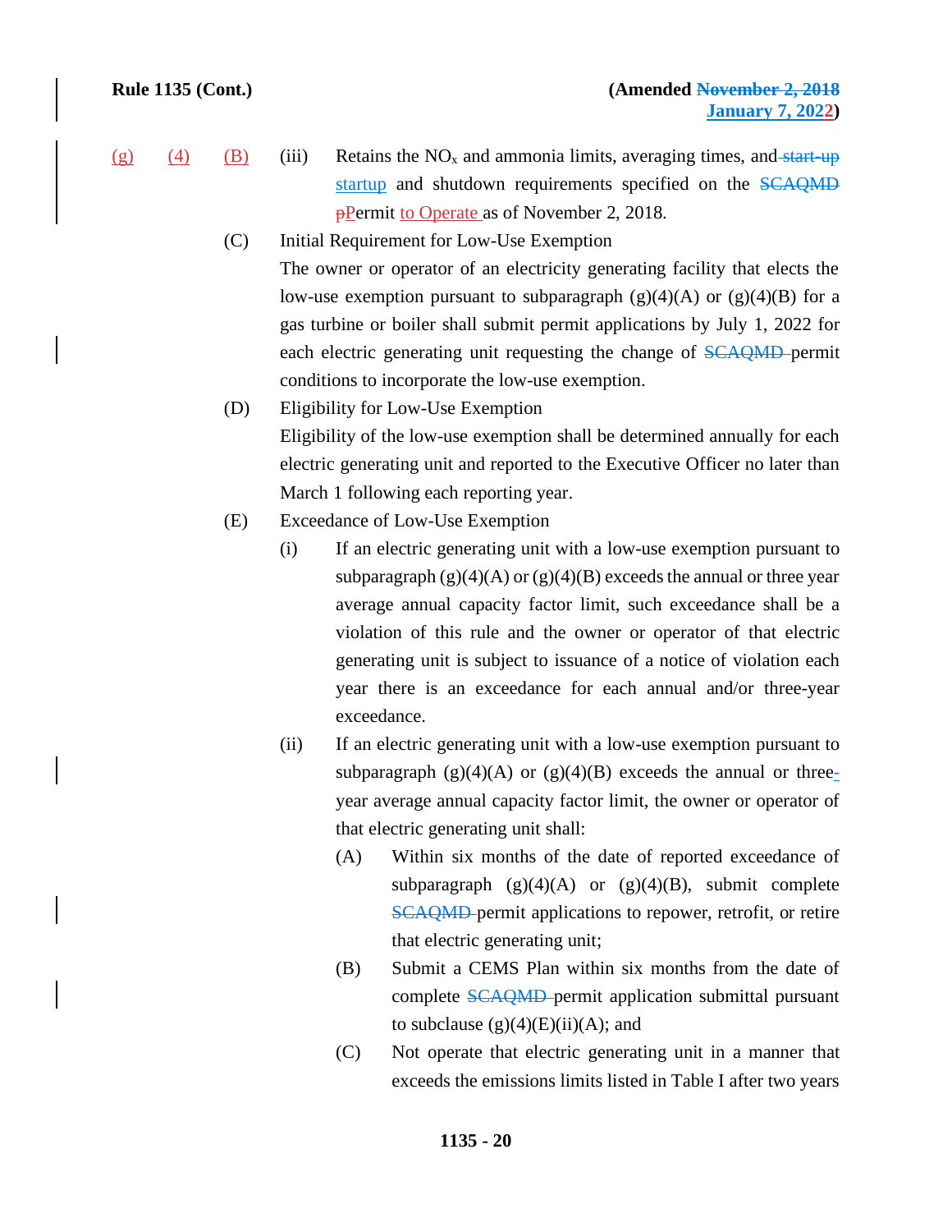(g) (4) (B) (iii) Retains the $NO_x$ and ammonia limits, averaging times, and ~~start-up~~ startup and shutdown requirements specified on the ~~SCAQMD~~ ~~p~~Permit to Operate as of November 2, 2018.

(C) Initial Requirement for Low-Use Exemption

The owner or operator of an electricity generating facility that elects the low-use exemption pursuant to subparagraph (g)(4)(A) or (g)(4)(B) for a gas turbine or boiler shall submit permit applications by July 1, 2022 for each electric generating unit requesting the change of ~~SCAQMD~~ permit conditions to incorporate the low-use exemption.

(D) Eligibility for Low-Use Exemption

Eligibility of the low-use exemption shall be determined annually for each electric generating unit and reported to the Executive Officer no later than March 1 following each reporting year.

(E) Exceedance of Low-Use Exemption

(i) If an electric generating unit with a low-use exemption pursuant to subparagraph (g)(4)(A) or (g)(4)(B) exceeds the annual or three year average annual capacity factor limit, such exceedance shall be a violation of this rule and the owner or operator of that electric generating unit is subject to issuance of a notice of violation each year there is an exceedance for each annual and/or three-year exceedance.

(ii) If an electric generating unit with a low-use exemption pursuant to subparagraph (g)(4)(A) or (g)(4)(B) exceeds the annual or three-year average annual capacity factor limit, the owner or operator of that electric generating unit shall:

(A) Within six months of the date of reported exceedance of subparagraph (g)(4)(A) or (g)(4)(B), submit complete ~~SCAQMD~~ permit applications to repower, retrofit, or retire that electric generating unit;

(B) Submit a CEMS Plan within six months from the date of complete ~~SCAQMD~~ permit application submittal pursuant to subclause (g)(4)(E)(ii)(A); and

(C) Not operate that electric generating unit in a manner that exceeds the emissions limits listed in Table I after two years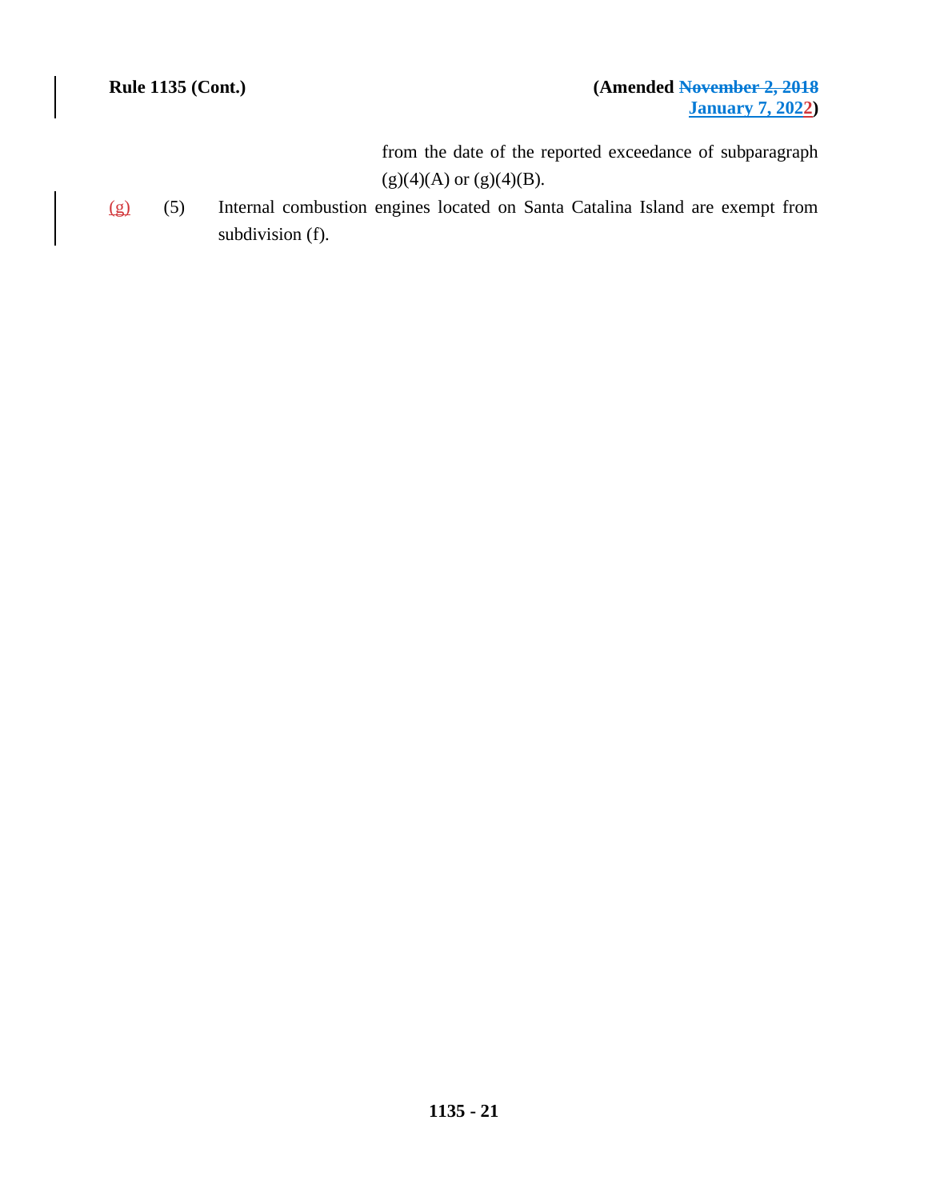from the date of the reported exceedance of subparagraph (g)(4)(A) or (g)(4)(B).

(g) (5) Internal combustion engines located on Santa Catalina Island are exempt from subdivision (f).